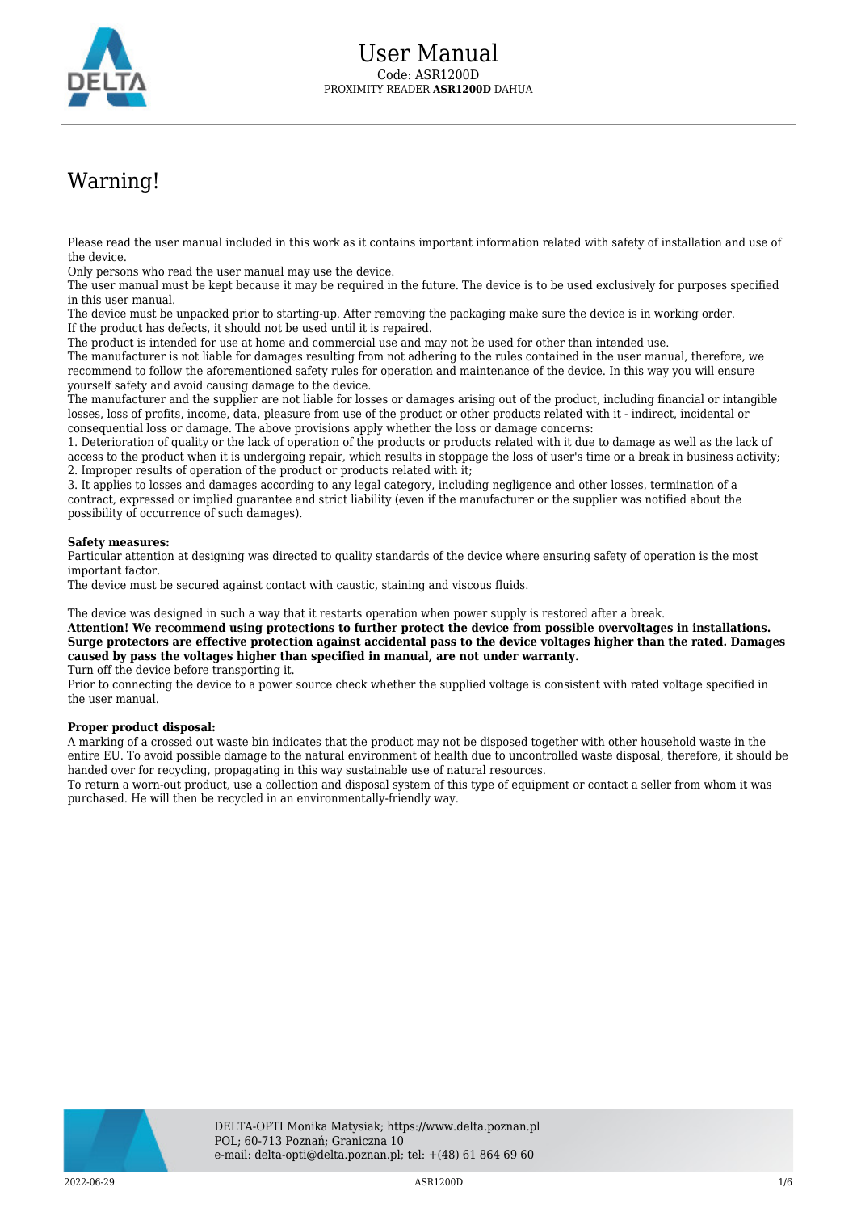# User Manual

Code: ASR1200D

PROXIMITY READER **ASR1200D** DAHUA

## Warning!

Please read the user manual included in this work as it contains important information related with safety of installation and use of the device.
Only persons who read the user manual may use the device.
The user manual must be kept because it may be required in the future. The device is to be used exclusively for purposes specified in this user manual.
The device must be unpacked prior to starting-up. After removing the packaging make sure the device is in working order.
If the product has defects, it should not be used until it is repaired.
The product is intended for use at home and commercial use and may not be used for other than intended use.
The manufacturer is not liable for damages resulting from not adhering to the rules contained in the user manual, therefore, we recommend to follow the aforementioned safety rules for operation and maintenance of the device. In this way you will ensure yourself safety and avoid causing damage to the device.
The manufacturer and the supplier are not liable for losses or damages arising out of the product, including financial or intangible losses, loss of profits, income, data, pleasure from use of the product or other products related with it - indirect, incidental or consequential loss or damage. The above provisions apply whether the loss or damage concerns:
1. Deterioration of quality or the lack of operation of the products or products related with it due to damage as well as the lack of access to the product when it is undergoing repair, which results in stoppage the loss of user's time or a break in business activity;
2. Improper results of operation of the product or products related with it;
3. It applies to losses and damages according to any legal category, including negligence and other losses, termination of a contract, expressed or implied guarantee and strict liability (even if the manufacturer or the supplier was notified about the possibility of occurrence of such damages).

**Safety measures:**
Particular attention at designing was directed to quality standards of the device where ensuring safety of operation is the most important factor.
The device must be secured against contact with caustic, staining and viscous fluids.

The device was designed in such a way that it restarts operation when power supply is restored after a break.
**Attention! We recommend using protections to further protect the device from possible overvoltages in installations. Surge protectors are effective protection against accidental pass to the device voltages higher than the rated. Damages caused by pass the voltages higher than specified in manual, are not under warranty.**
Turn off the device before transporting it.
Prior to connecting the device to a power source check whether the supplied voltage is consistent with rated voltage specified in the user manual.

**Proper product disposal:**
A marking of a crossed out waste bin indicates that the product may not be disposed together with other household waste in the entire EU. To avoid possible damage to the natural environment of health due to uncontrolled waste disposal, therefore, it should be handed over for recycling, propagating in this way sustainable use of natural resources.
To return a worn-out product, use a collection and disposal system of this type of equipment or contact a seller from whom it was purchased. He will then be recycled in an environmentally-friendly way.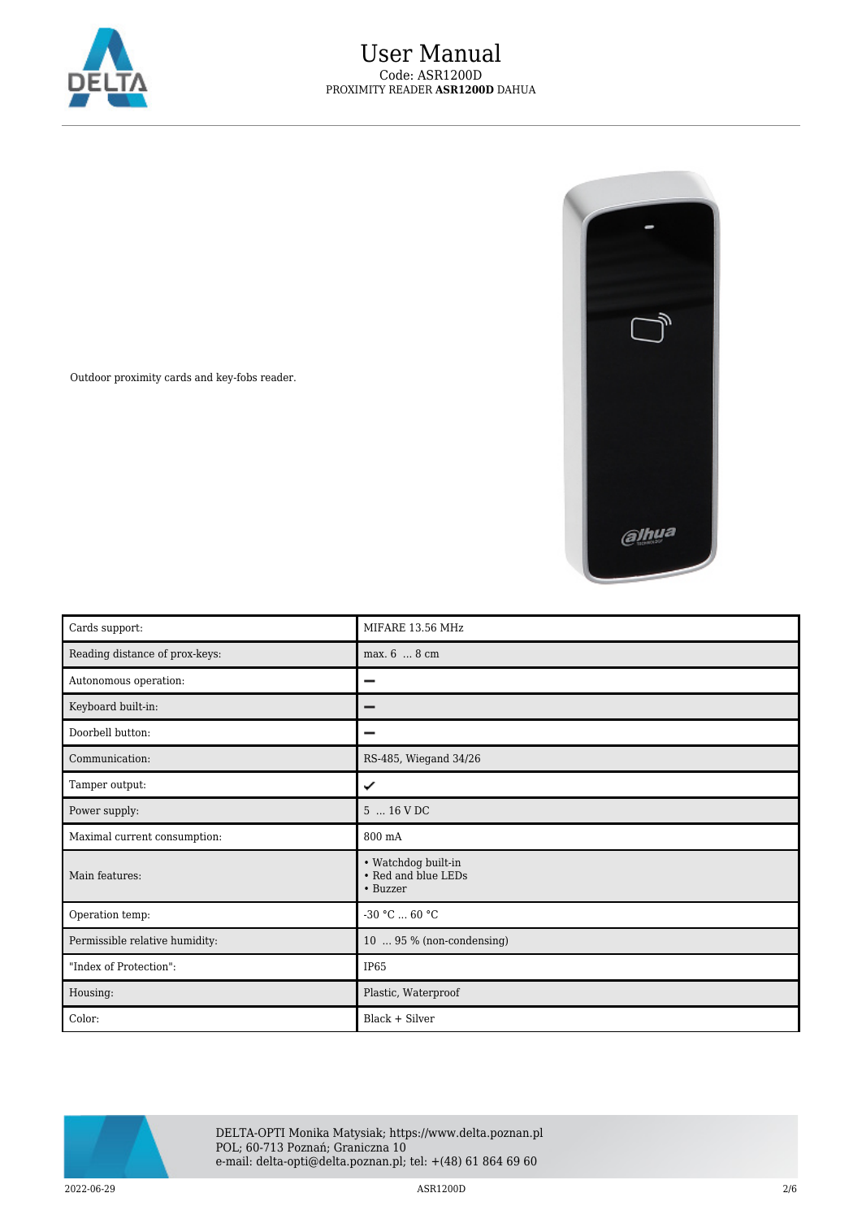Outdoor proximity cards and key-fobs reader.

| Cards support: | MIFARE 13.56 MHz |
|---|---|
| Reading distance of prox-keys: | max. 6 ... 8 cm |
| Autonomous operation: | – |
| Keyboard built-in: | – |
| Doorbell button: | – |
| Communication: | RS-485, Wiegand 34/26 |
| Tamper output: | ✔ |
| Power supply: | 5 ... 16 V DC |
| Maximal current consumption: | 800 mA |
| Main features: | • Watchdog built-in<br>• Red and blue LEDs<br>• Buzzer |
| Operation temp: | -30 °C ... 60 °C |
| Permissible relative humidity: | 10 ... 95 % (non-condensing) |
| "Index of Protection": | IP65 |
| Housing: | Plastic, Waterproof |
| Color: | Black + Silver |

DELTA-OPTI Monika Matysiak; https://www.delta.poznan.pl
POL; 60-713 Poznań; Graniczna 10
e-mail: delta-opti@delta.poznan.pl; tel: +(48) 61 864 69 60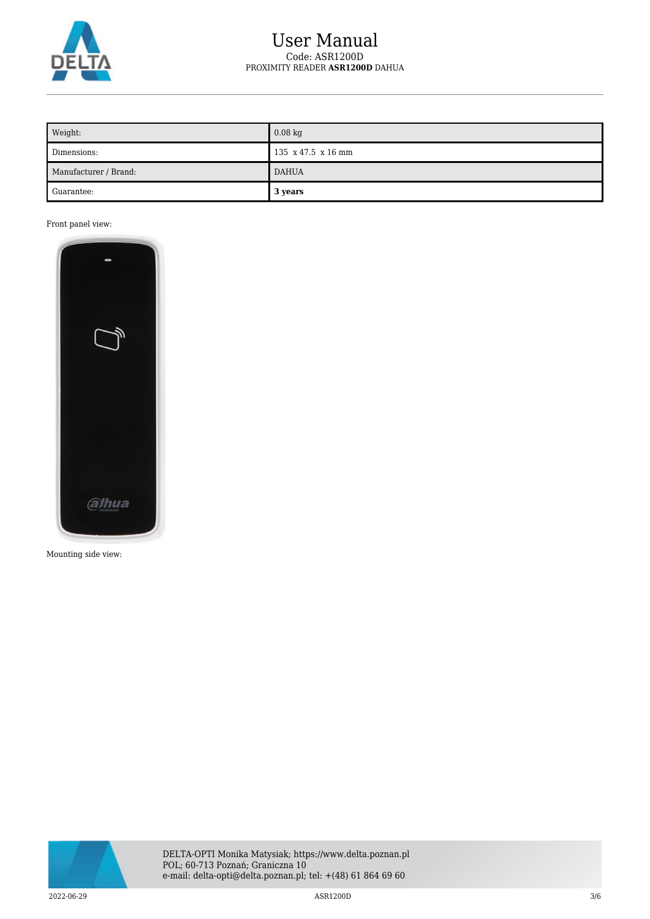| Weight: | 0.08 kg |
| --- | --- |
| Dimensions: | 135  x 47.5  x 16 mm |
| Manufacturer / Brand: | DAHUA |
| Guarantee: | **3 years** |

Front panel view:

Mounting side view: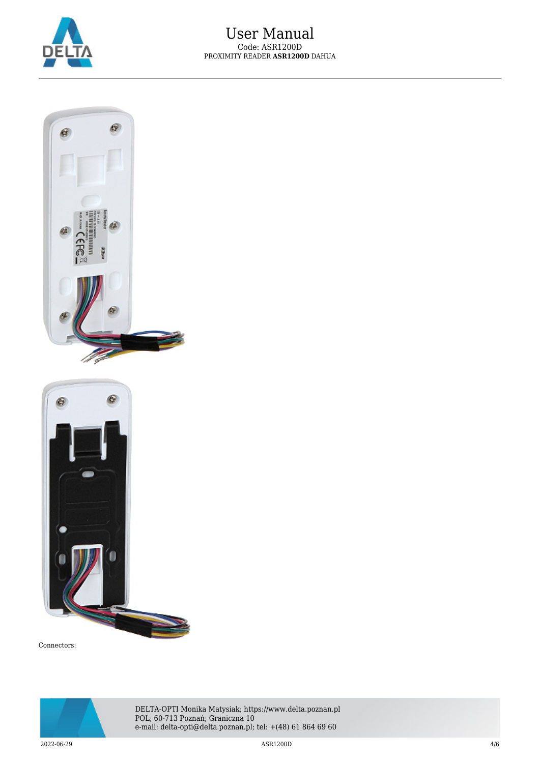Connectors: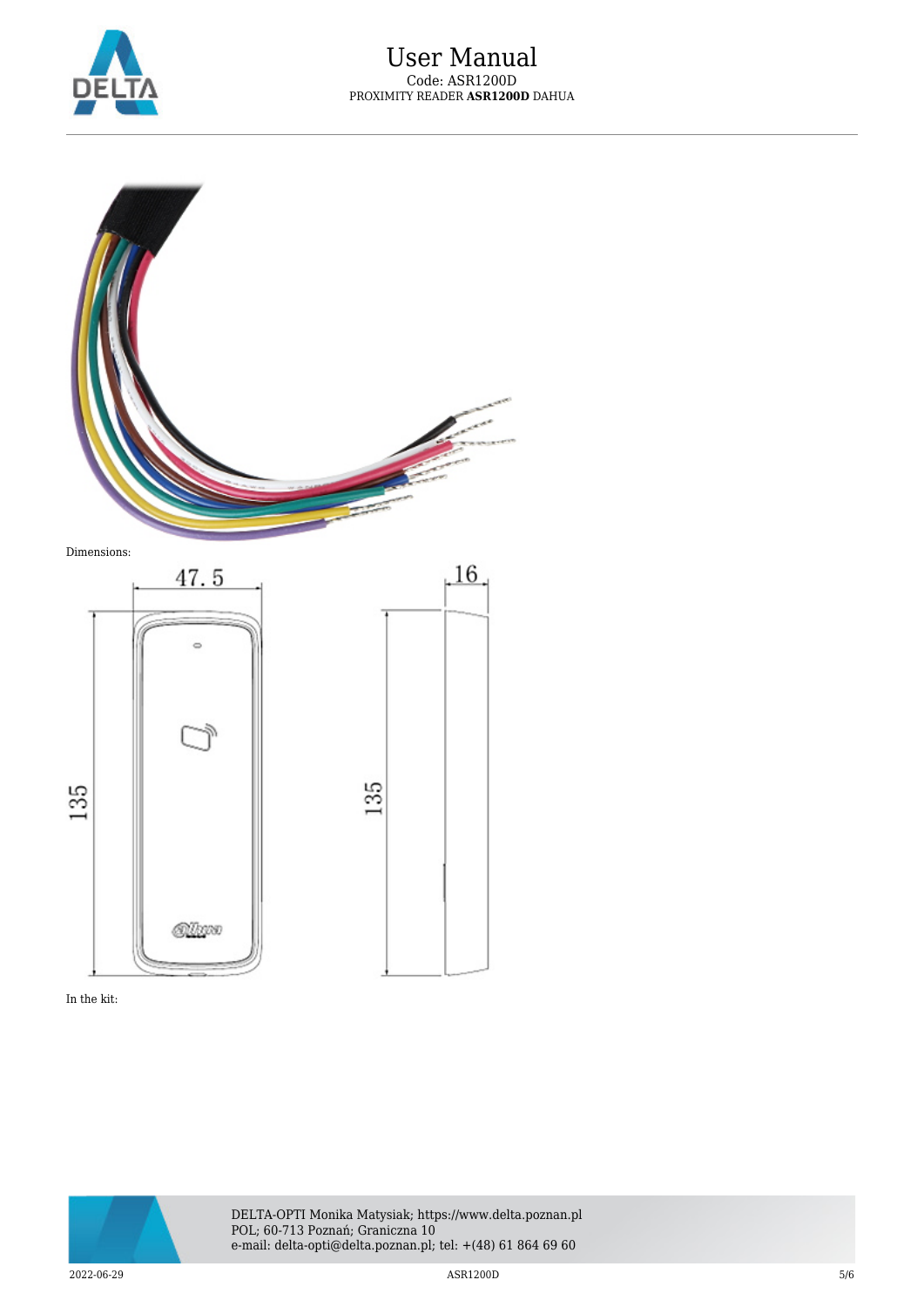Dimensions:

In the kit: